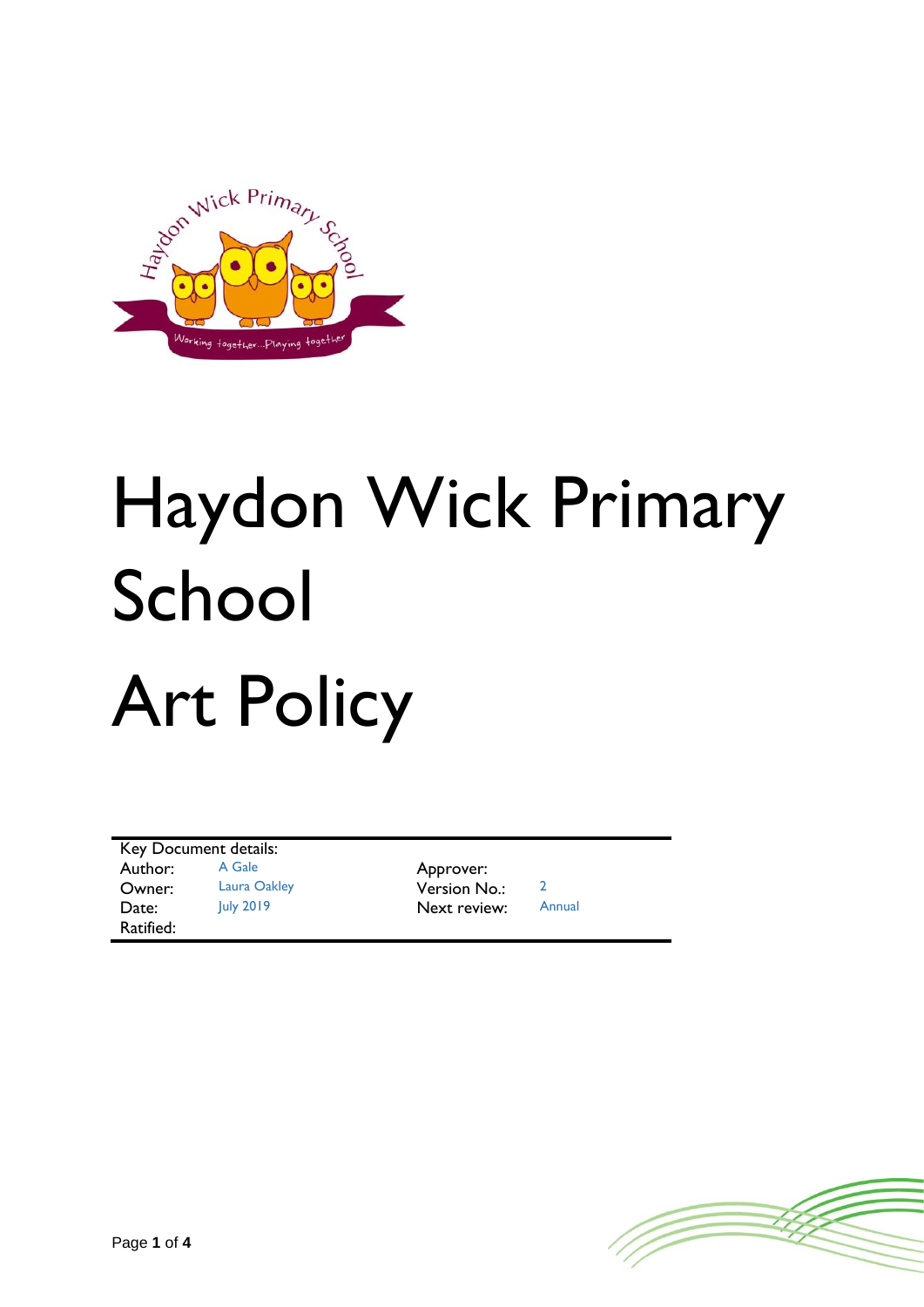# Haydon Wick Primary School

# Art Policy

| Key Document details: | | | |
|---|---|---|---|
| Author: | A Gale | Approver: | |
| Owner: | Laura Oakley | Version No.: | 2 |
| Date: | July 2019 | Next review: | Annual |
| Ratified: | | | |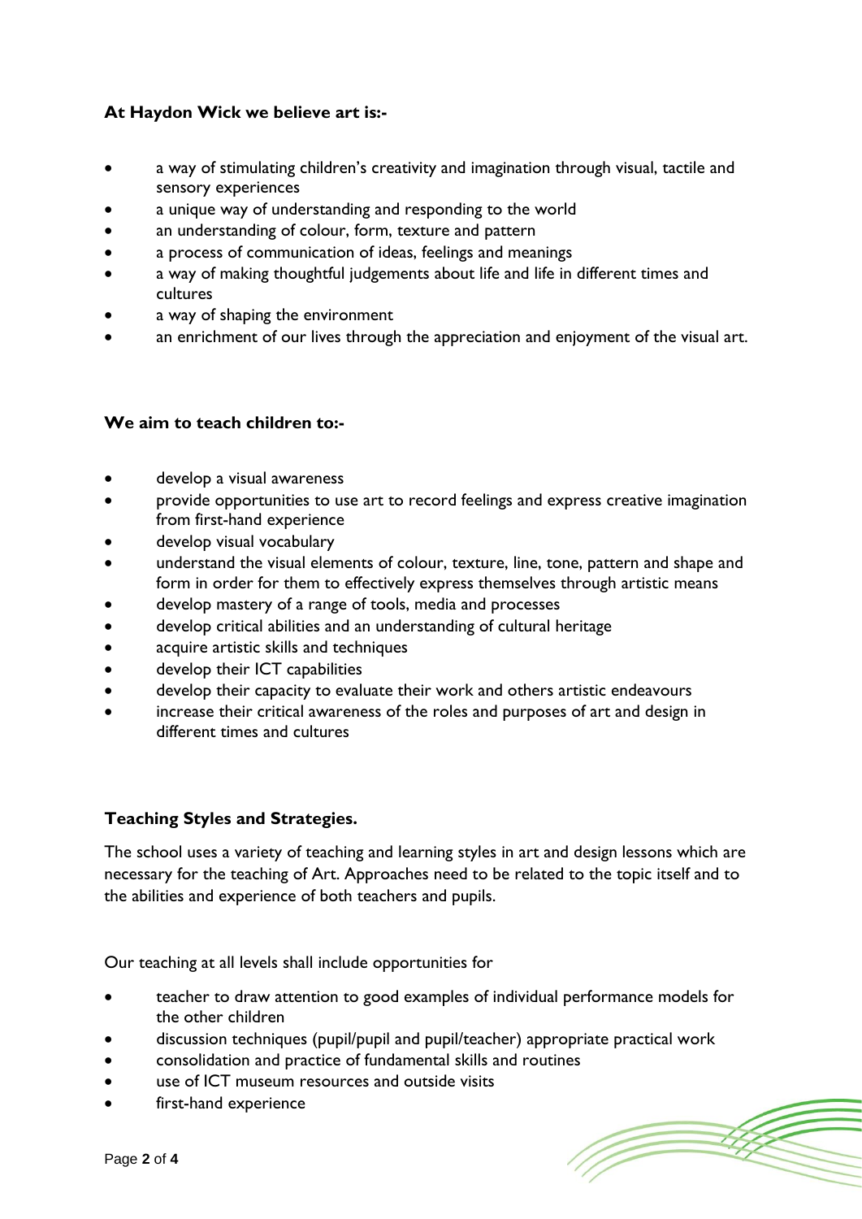**At Haydon Wick we believe art is:-**

- a way of stimulating children's creativity and imagination through visual, tactile and sensory experiences
- a unique way of understanding and responding to the world
- an understanding of colour, form, texture and pattern
- a process of communication of ideas, feelings and meanings
- a way of making thoughtful judgements about life and life in different times and cultures
- a way of shaping the environment
- an enrichment of our lives through the appreciation and enjoyment of the visual art.

**We aim to teach children to:-**

- develop a visual awareness
- provide opportunities to use art to record feelings and express creative imagination from first-hand experience
- develop visual vocabulary
- understand the visual elements of colour, texture, line, tone, pattern and shape and form in order for them to effectively express themselves through artistic means
- develop mastery of a range of tools, media and processes
- develop critical abilities and an understanding of cultural heritage
- acquire artistic skills and techniques
- develop their ICT capabilities
- develop their capacity to evaluate their work and others artistic endeavours
- increase their critical awareness of the roles and purposes of art and design in different times and cultures

**Teaching Styles and Strategies.**

The school uses a variety of teaching and learning styles in art and design lessons which are necessary for the teaching of Art. Approaches need to be related to the topic itself and to the abilities and experience of both teachers and pupils.

Our teaching at all levels shall include opportunities for

- teacher to draw attention to good examples of individual performance models for the other children
- discussion techniques (pupil/pupil and pupil/teacher) appropriate practical work
- consolidation and practice of fundamental skills and routines
- use of ICT museum resources and outside visits
- first-hand experience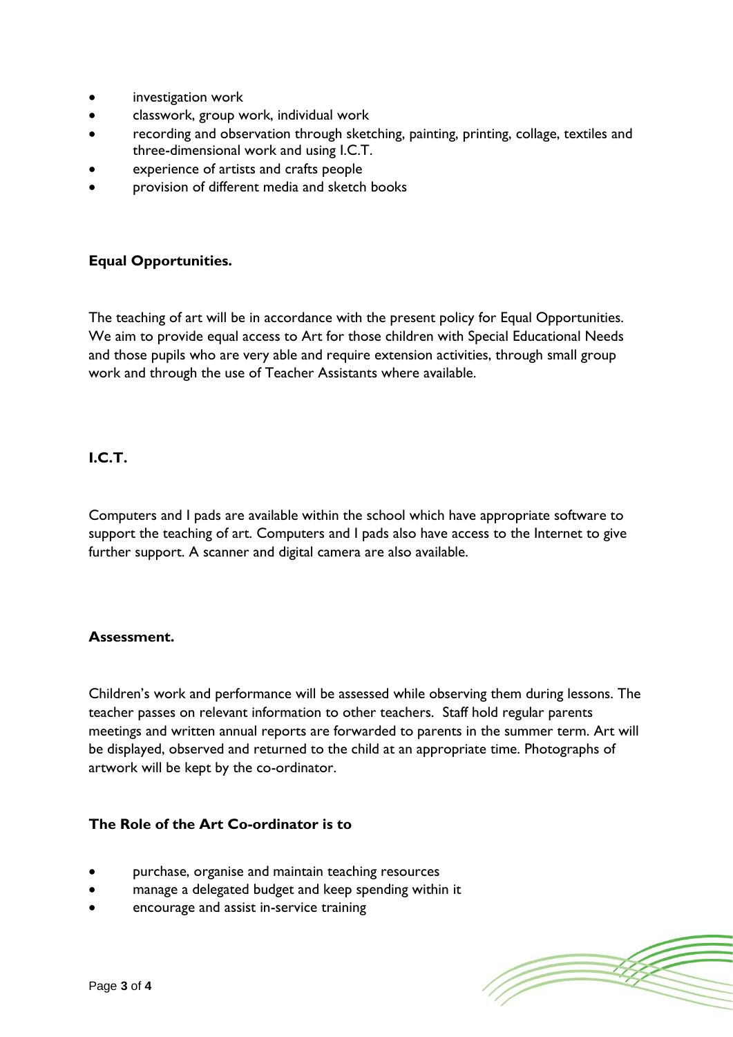- investigation work
- classwork, group work, individual work
- recording and observation through sketching, painting, printing, collage, textiles and three-dimensional work and using I.C.T.
- experience of artists and crafts people
- provision of different media and sketch books

## Equal Opportunities.

The teaching of art will be in accordance with the present policy for Equal Opportunities. We aim to provide equal access to Art for those children with Special Educational Needs and those pupils who are very able and require extension activities, through small group work and through the use of Teacher Assistants where available.

## I.C.T.

Computers and I pads are available within the school which have appropriate software to support the teaching of art. Computers and I pads also have access to the Internet to give further support. A scanner and digital camera are also available.

## Assessment.

Children's work and performance will be assessed while observing them during lessons. The teacher passes on relevant information to other teachers. Staff hold regular parents meetings and written annual reports are forwarded to parents in the summer term. Art will be displayed, observed and returned to the child at an appropriate time. Photographs of artwork will be kept by the co-ordinator.

## The Role of the Art Co-ordinator is to

- purchase, organise and maintain teaching resources
- manage a delegated budget and keep spending within it
- encourage and assist in-service training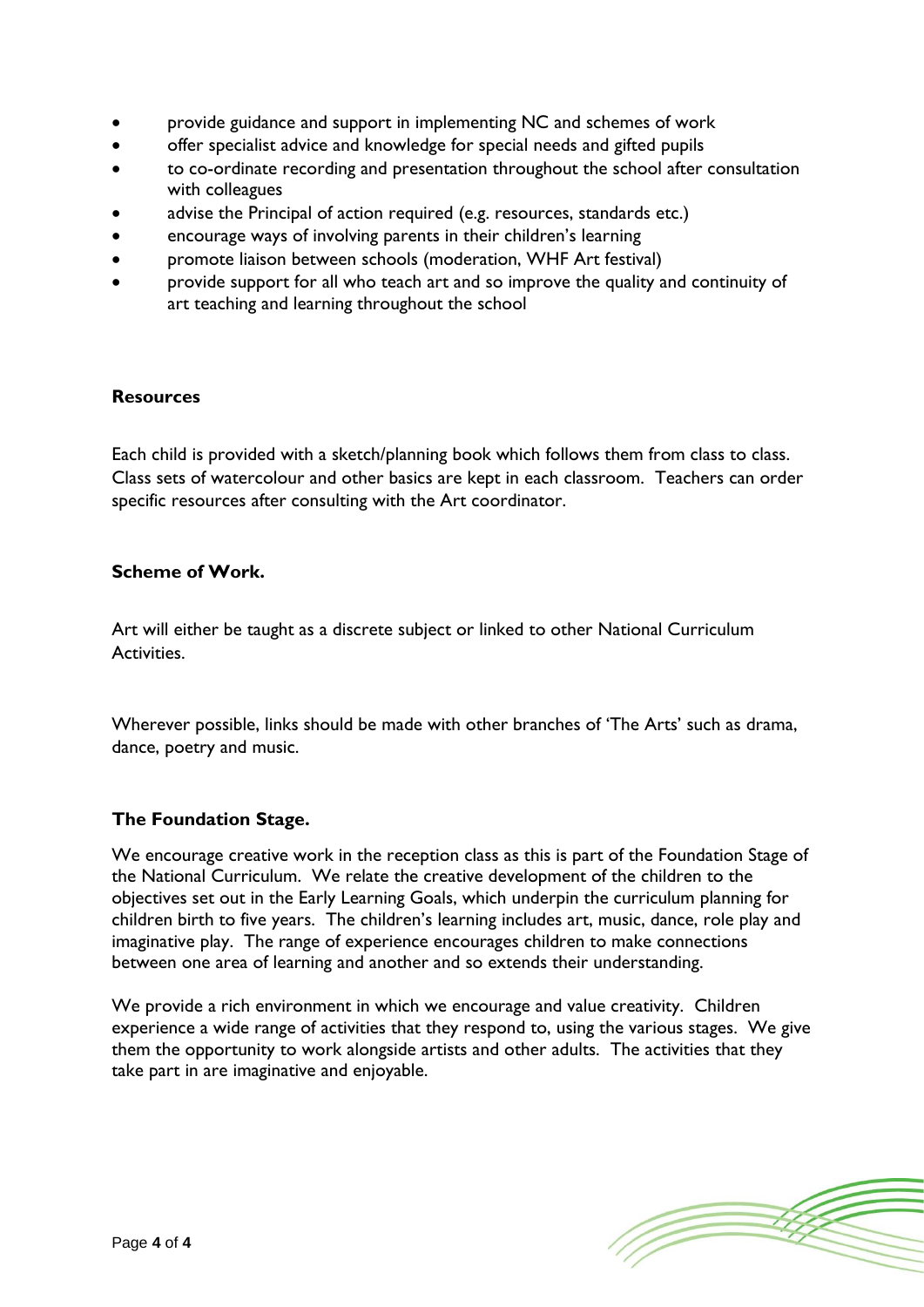- provide guidance and support in implementing NC and schemes of work
- offer specialist advice and knowledge for special needs and gifted pupils
- to co-ordinate recording and presentation throughout the school after consultation with colleagues
- advise the Principal of action required (e.g. resources, standards etc.)
- encourage ways of involving parents in their children's learning
- promote liaison between schools (moderation, WHF Art festival)
- provide support for all who teach art and so improve the quality and continuity of art teaching and learning throughout the school

**Resources**

Each child is provided with a sketch/planning book which follows them from class to class. Class sets of watercolour and other basics are kept in each classroom. Teachers can order specific resources after consulting with the Art coordinator.

**Scheme of Work.**

Art will either be taught as a discrete subject or linked to other National Curriculum Activities.

Wherever possible, links should be made with other branches of 'The Arts' such as drama, dance, poetry and music.

**The Foundation Stage.**

We encourage creative work in the reception class as this is part of the Foundation Stage of the National Curriculum. We relate the creative development of the children to the objectives set out in the Early Learning Goals, which underpin the curriculum planning for children birth to five years. The children's learning includes art, music, dance, role play and imaginative play. The range of experience encourages children to make connections between one area of learning and another and so extends their understanding.

We provide a rich environment in which we encourage and value creativity. Children experience a wide range of activities that they respond to, using the various stages. We give them the opportunity to work alongside artists and other adults. The activities that they take part in are imaginative and enjoyable.